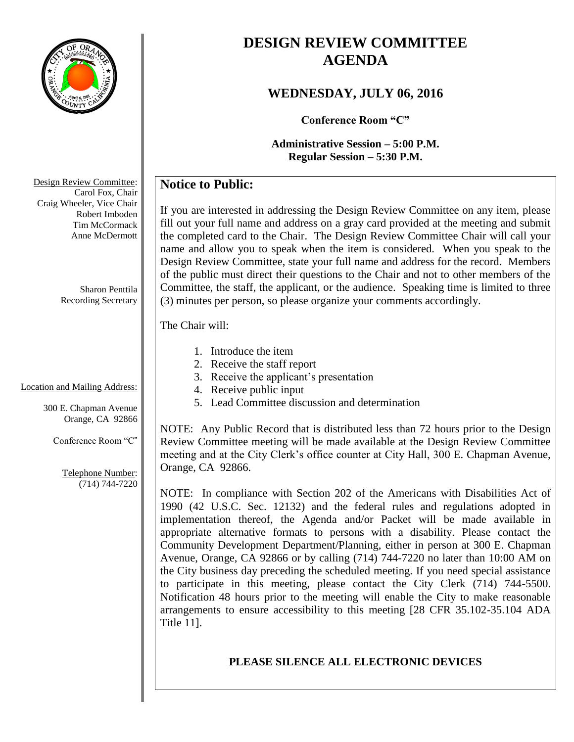# DESIGN REVIEW COMMITTEE AGENDA

## WEDNESDAY, JULY 06, 2016

**Conference Room "C"**

**Administrative Session – 5:00 P.M.**
**Regular Session – 5:30 P.M.**

Design Review Committee:
Carol Fox, Chair
Craig Wheeler, Vice Chair
Robert Imboden
Tim McCormack
Anne McDermott

Sharon Penttila
Recording Secretary

Location and Mailing Address:

300 E. Chapman Avenue
Orange, CA 92866

Conference Room "C"

Telephone Number:
(714) 744-7220

## Notice to Public:

If you are interested in addressing the Design Review Committee on any item, please fill out your full name and address on a gray card provided at the meeting and submit the completed card to the Chair. The Design Review Committee Chair will call your name and allow you to speak when the item is considered. When you speak to the Design Review Committee, state your full name and address for the record. Members of the public must direct their questions to the Chair and not to other members of the Committee, the staff, the applicant, or the audience. Speaking time is limited to three (3) minutes per person, so please organize your comments accordingly.

The Chair will:

1. Introduce the item
2. Receive the staff report
3. Receive the applicant's presentation
4. Receive public input
5. Lead Committee discussion and determination

NOTE: Any Public Record that is distributed less than 72 hours prior to the Design Review Committee meeting will be made available at the Design Review Committee meeting and at the City Clerk's office counter at City Hall, 300 E. Chapman Avenue, Orange, CA 92866.

NOTE: In compliance with Section 202 of the Americans with Disabilities Act of 1990 (42 U.S.C. Sec. 12132) and the federal rules and regulations adopted in implementation thereof, the Agenda and/or Packet will be made available in appropriate alternative formats to persons with a disability. Please contact the Community Development Department/Planning, either in person at 300 E. Chapman Avenue, Orange, CA 92866 or by calling (714) 744-7220 no later than 10:00 AM on the City business day preceding the scheduled meeting. If you need special assistance to participate in this meeting, please contact the City Clerk (714) 744-5500. Notification 48 hours prior to the meeting will enable the City to make reasonable arrangements to ensure accessibility to this meeting [28 CFR 35.102-35.104 ADA Title 11].

**PLEASE SILENCE ALL ELECTRONIC DEVICES**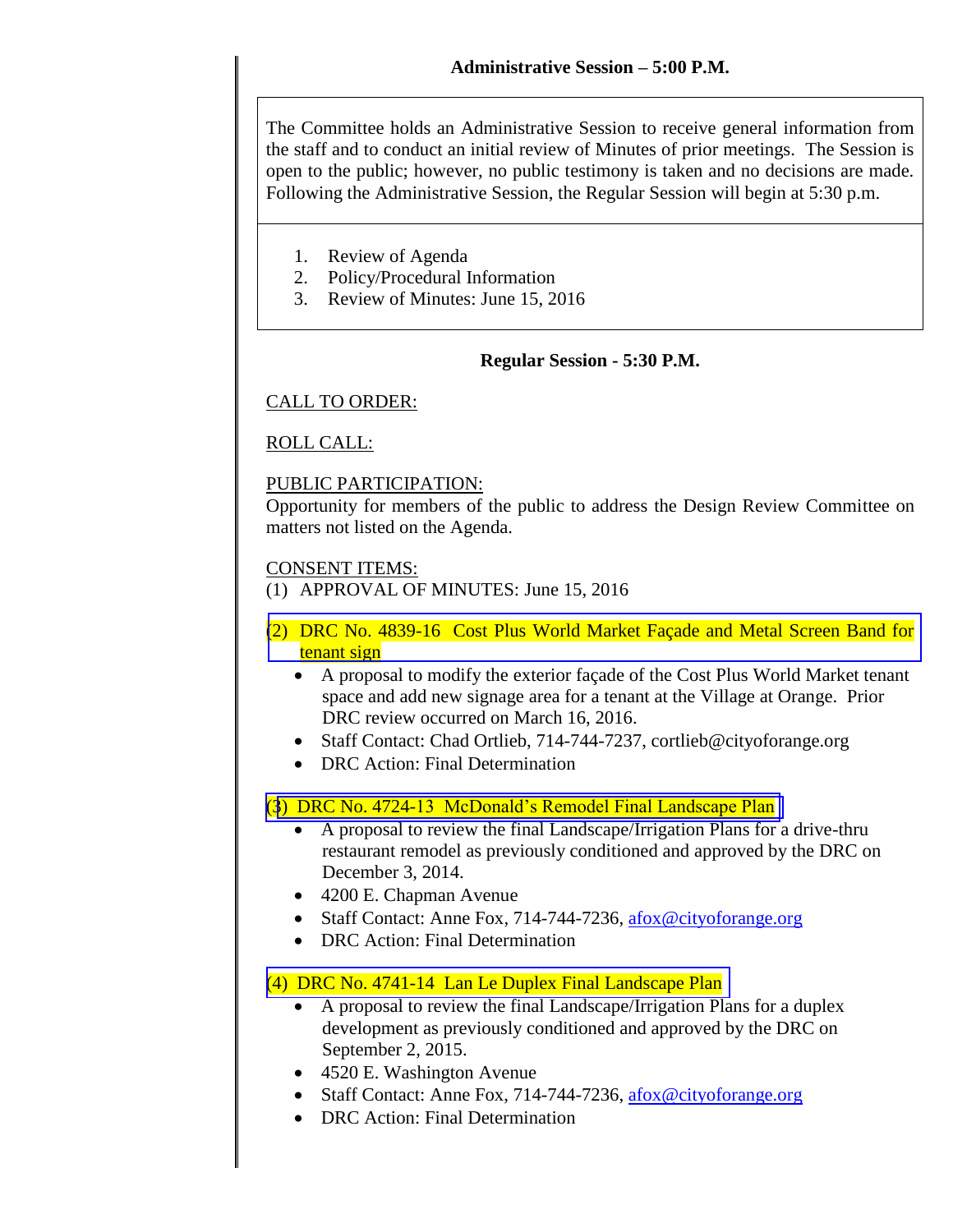**Administrative Session – 5:00 P.M.**

The Committee holds an Administrative Session to receive general information from the staff and to conduct an initial review of Minutes of prior meetings. The Session is open to the public; however, no public testimony is taken and no decisions are made. Following the Administrative Session, the Regular Session will begin at 5:30 p.m.

1. Review of Agenda
2. Policy/Procedural Information
3. Review of Minutes: June 15, 2016

**Regular Session - 5:30 P.M.**

CALL TO ORDER:

ROLL CALL:

PUBLIC PARTICIPATION:
Opportunity for members of the public to address the Design Review Committee on matters not listed on the Agenda.

CONSENT ITEMS:
(1) APPROVAL OF MINUTES: June 15, 2016

(2) DRC No. 4839-16 Cost Plus World Market Façade and Metal Screen Band for tenant sign

- A proposal to modify the exterior façade of the Cost Plus World Market tenant space and add new signage area for a tenant at the Village at Orange. Prior DRC review occurred on March 16, 2016.
- Staff Contact: Chad Ortlieb, 714-744-7237, cortlieb@cityoforange.org
- DRC Action: Final Determination

(3) DRC No. 4724-13 McDonald's Remodel Final Landscape Plan

- A proposal to review the final Landscape/Irrigation Plans for a drive-thru restaurant remodel as previously conditioned and approved by the DRC on December 3, 2014.
- 4200 E. Chapman Avenue
- Staff Contact: Anne Fox, 714-744-7236, afox@cityoforange.org
- DRC Action: Final Determination

(4) DRC No. 4741-14 Lan Le Duplex Final Landscape Plan

- A proposal to review the final Landscape/Irrigation Plans for a duplex development as previously conditioned and approved by the DRC on September 2, 2015.
- 4520 E. Washington Avenue
- Staff Contact: Anne Fox, 714-744-7236, afox@cityoforange.org
- DRC Action: Final Determination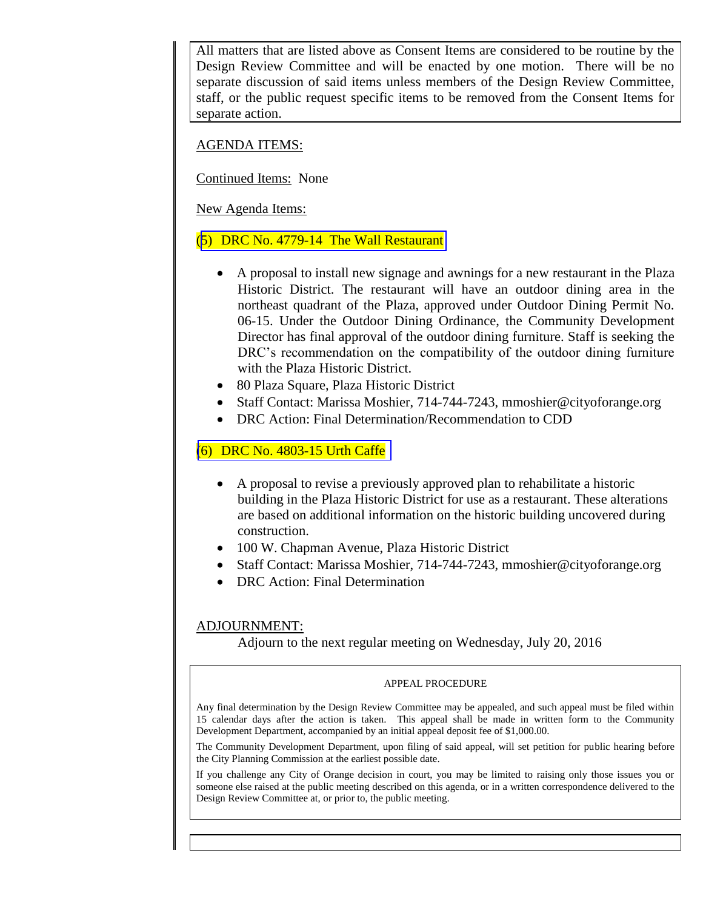All matters that are listed above as Consent Items are considered to be routine by the Design Review Committee and will be enacted by one motion. There will be no separate discussion of said items unless members of the Design Review Committee, staff, or the public request specific items to be removed from the Consent Items for separate action.

AGENDA ITEMS:

Continued Items: None

New Agenda Items:

(5) DRC No. 4779-14 The Wall Restaurant

- A proposal to install new signage and awnings for a new restaurant in the Plaza Historic District. The restaurant will have an outdoor dining area in the northeast quadrant of the Plaza, approved under Outdoor Dining Permit No. 06-15. Under the Outdoor Dining Ordinance, the Community Development Director has final approval of the outdoor dining furniture. Staff is seeking the DRC's recommendation on the compatibility of the outdoor dining furniture with the Plaza Historic District.
- 80 Plaza Square, Plaza Historic District
- Staff Contact: Marissa Moshier, 714-744-7243, mmoshier@cityoforange.org
- DRC Action: Final Determination/Recommendation to CDD

(6) DRC No. 4803-15 Urth Caffe

- A proposal to revise a previously approved plan to rehabilitate a historic building in the Plaza Historic District for use as a restaurant. These alterations are based on additional information on the historic building uncovered during construction.
- 100 W. Chapman Avenue, Plaza Historic District
- Staff Contact: Marissa Moshier, 714-744-7243, mmoshier@cityoforange.org
- DRC Action: Final Determination

ADJOURNMENT:

Adjourn to the next regular meeting on Wednesday, July 20, 2016

APPEAL PROCEDURE

Any final determination by the Design Review Committee may be appealed, and such appeal must be filed within 15 calendar days after the action is taken. This appeal shall be made in written form to the Community Development Department, accompanied by an initial appeal deposit fee of $1,000.00.

The Community Development Department, upon filing of said appeal, will set petition for public hearing before the City Planning Commission at the earliest possible date.

If you challenge any City of Orange decision in court, you may be limited to raising only those issues you or someone else raised at the public meeting described on this agenda, or in a written correspondence delivered to the Design Review Committee at, or prior to, the public meeting.